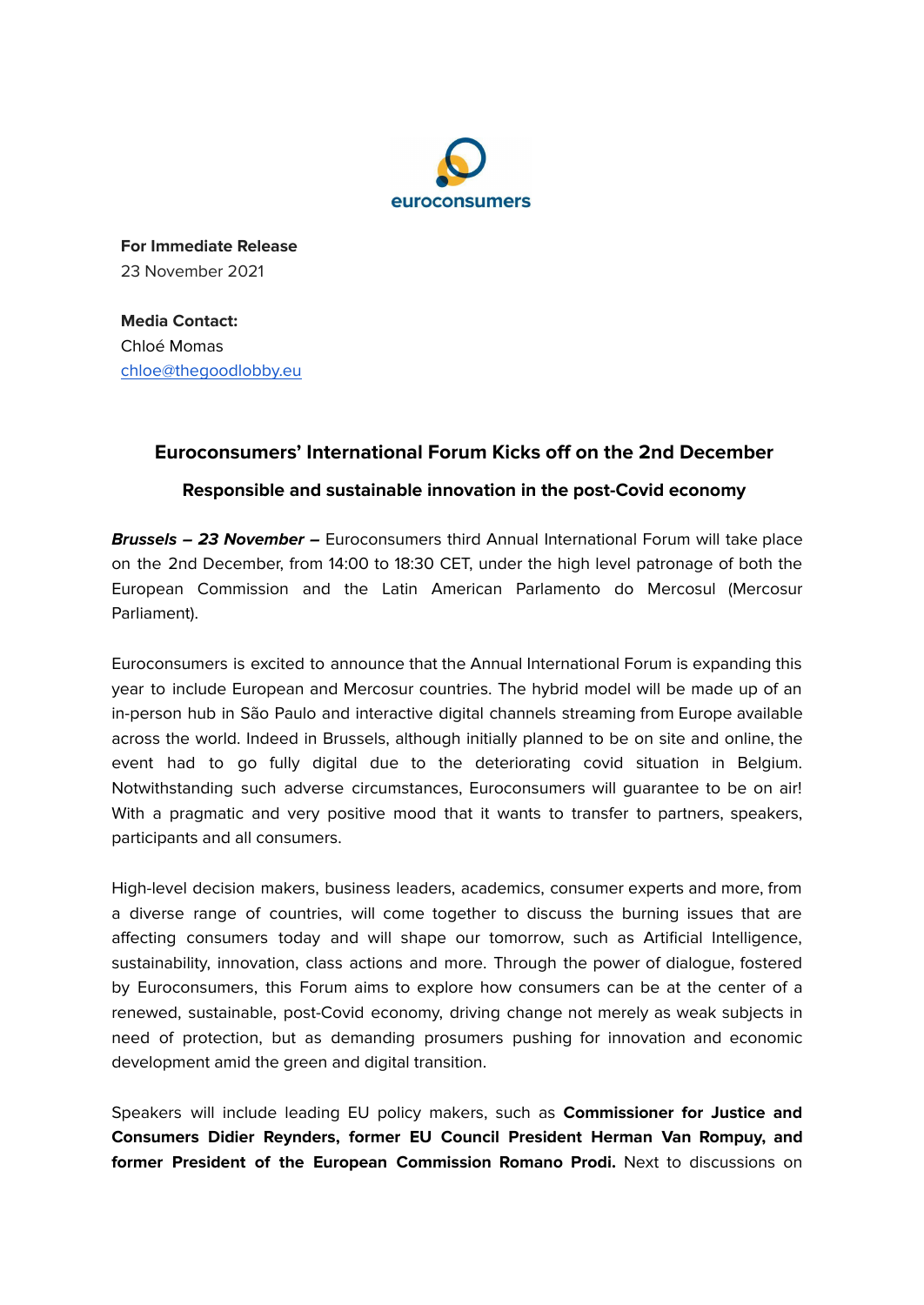euroconsumers

**For Immediate Release**
23 November 2021

**Media Contact:**
Chloé Momas
chloe@thegoodlobby.eu

## Euroconsumers' International Forum Kicks off on the 2nd December

### Responsible and sustainable innovation in the post-Covid economy

***Brussels – 23 November –*** Euroconsumers third Annual International Forum will take place on the 2nd December, from 14:00 to 18:30 CET, under the high level patronage of both the European Commission and the Latin American Parlamento do Mercosul (Mercosur Parliament).

Euroconsumers is excited to announce that the Annual International Forum is expanding this year to include European and Mercosur countries. The hybrid model will be made up of an in-person hub in São Paulo and interactive digital channels streaming from Europe available across the world. Indeed in Brussels, although initially planned to be on site and online, the event had to go fully digital due to the deteriorating covid situation in Belgium. Notwithstanding such adverse circumstances, Euroconsumers will guarantee to be on air! With a pragmatic and very positive mood that it wants to transfer to partners, speakers, participants and all consumers.

High-level decision makers, business leaders, academics, consumer experts and more, from a diverse range of countries, will come together to discuss the burning issues that are affecting consumers today and will shape our tomorrow, such as Artificial Intelligence, sustainability, innovation, class actions and more. Through the power of dialogue, fostered by Euroconsumers, this Forum aims to explore how consumers can be at the center of a renewed, sustainable, post-Covid economy, driving change not merely as weak subjects in need of protection, but as demanding prosumers pushing for innovation and economic development amid the green and digital transition.

Speakers will include leading EU policy makers, such as **Commissioner for Justice and Consumers Didier Reynders, former EU Council President Herman Van Rompuy, and former President of the European Commission Romano Prodi.** Next to discussions on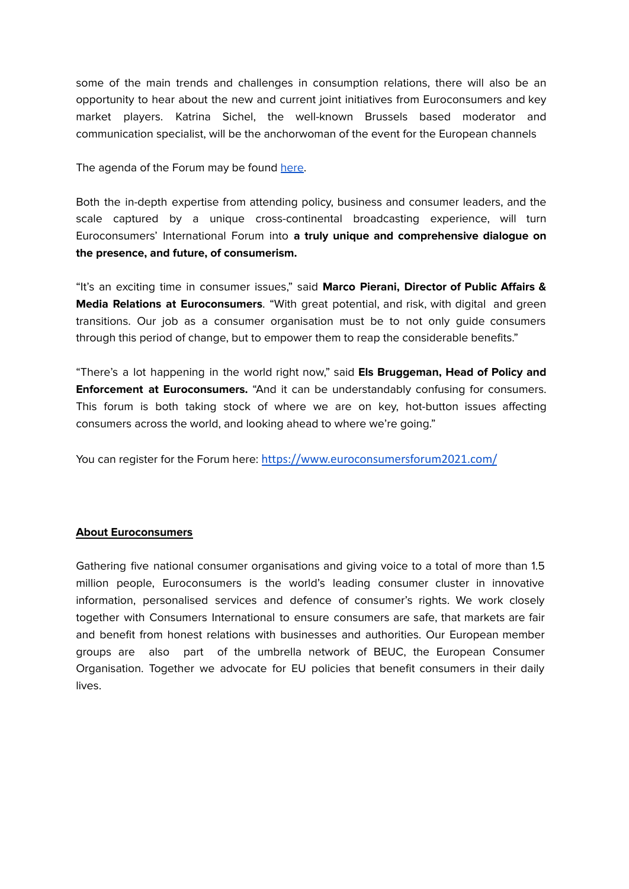some of the main trends and challenges in consumption relations, there will also be an opportunity to hear about the new and current joint initiatives from Euroconsumers and key market players. Katrina Sichel, the well-known Brussels based moderator and communication specialist, will be the anchorwoman of the event for the European channels

The agenda of the Forum may be found here.

Both the in-depth expertise from attending policy, business and consumer leaders, and the scale captured by a unique cross-continental broadcasting experience, will turn Euroconsumers' International Forum into **a truly unique and comprehensive dialogue on the presence, and future, of consumerism.**

"It's an exciting time in consumer issues," said **Marco Pierani, Director of Public Affairs & Media Relations at Euroconsumers**. "With great potential, and risk, with digital and green transitions. Our job as a consumer organisation must be to not only guide consumers through this period of change, but to empower them to reap the considerable benefits."

"There's a lot happening in the world right now," said **Els Bruggeman, Head of Policy and Enforcement at Euroconsumers.** "And it can be understandably confusing for consumers. This forum is both taking stock of where we are on key, hot-button issues affecting consumers across the world, and looking ahead to where we're going."

You can register for the Forum here: https://www.euroconsumersforum2021.com/

**About Euroconsumers**

Gathering five national consumer organisations and giving voice to a total of more than 1.5 million people, Euroconsumers is the world's leading consumer cluster in innovative information, personalised services and defence of consumer's rights. We work closely together with Consumers International to ensure consumers are safe, that markets are fair and benefit from honest relations with businesses and authorities. Our European member groups are also part of the umbrella network of BEUC, the European Consumer Organisation. Together we advocate for EU policies that benefit consumers in their daily lives.